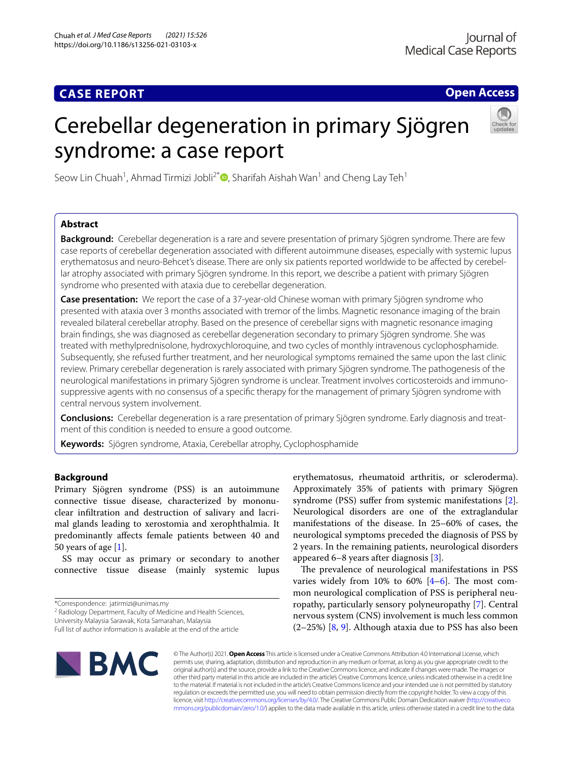CASE REPORT

Open Access

# Cerebellar degeneration in primary Sjögren syndrome: a case report

Seow Lin Chuah[1], Ahmad Tirmizi Jobli[2*], Sharifah Aishah Wan[1] and Cheng Lay Teh[1]

## Abstract

**Background:** Cerebellar degeneration is a rare and severe presentation of primary Sjögren syndrome. There are few case reports of cerebellar degeneration associated with different autoimmune diseases, especially with systemic lupus erythematosus and neuro-Behcet's disease. There are only six patients reported worldwide to be affected by cerebellar atrophy associated with primary Sjögren syndrome. In this report, we describe a patient with primary Sjögren syndrome who presented with ataxia due to cerebellar degeneration.

**Case presentation:** We report the case of a 37-year-old Chinese woman with primary Sjögren syndrome who presented with ataxia over 3 months associated with tremor of the limbs. Magnetic resonance imaging of the brain revealed bilateral cerebellar atrophy. Based on the presence of cerebellar signs with magnetic resonance imaging brain findings, she was diagnosed as cerebellar degeneration secondary to primary Sjögren syndrome. She was treated with methylprednisolone, hydroxychloroquine, and two cycles of monthly intravenous cyclophosphamide. Subsequently, she refused further treatment, and her neurological symptoms remained the same upon the last clinic review. Primary cerebellar degeneration is rarely associated with primary Sjögren syndrome. The pathogenesis of the neurological manifestations in primary Sjögren syndrome is unclear. Treatment involves corticosteroids and immunosuppressive agents with no consensus of a specific therapy for the management of primary Sjögren syndrome with central nervous system involvement.

**Conclusions:** Cerebellar degeneration is a rare presentation of primary Sjögren syndrome. Early diagnosis and treatment of this condition is needed to ensure a good outcome.

**Keywords:** Sjögren syndrome, Ataxia, Cerebellar atrophy, Cyclophosphamide

## Background

Primary Sjögren syndrome (PSS) is an autoimmune connective tissue disease, characterized by mononuclear infiltration and destruction of salivary and lacrimal glands leading to xerostomia and xerophthalmia. It predominantly affects female patients between 40 and 50 years of age [1].

SS may occur as primary or secondary to another connective tissue disease (mainly systemic lupus erythematosus, rheumatoid arthritis, or scleroderma). Approximately 35% of patients with primary Sjögren syndrome (PSS) suffer from systemic manifestations [2]. Neurological disorders are one of the extraglandular manifestations of the disease. In 25–60% of cases, the neurological symptoms preceded the diagnosis of PSS by 2 years. In the remaining patients, neurological disorders appeared 6–8 years after diagnosis [3].

The prevalence of neurological manifestations in PSS varies widely from 10% to 60% [4–6]. The most common neurological complication of PSS is peripheral neuropathy, particularly sensory polyneuropathy [7]. Central nervous system (CNS) involvement is much less common (2–25%) [8, 9]. Although ataxia due to PSS has also been

*Correspondence: jatirmizi@unimas.my
[2] Radiology Department, Faculty of Medicine and Health Sciences, University Malaysia Sarawak, Kota Samarahan, Malaysia
Full list of author information is available at the end of the article

© The Author(s) 2021. **Open Access** This article is licensed under a Creative Commons Attribution 4.0 International License, which permits use, sharing, adaptation, distribution and reproduction in any medium or format, as long as you give appropriate credit to the original author(s) and the source, provide a link to the Creative Commons licence, and indicate if changes were made. The images or other third party material in this article are included in the article's Creative Commons licence, unless indicated otherwise in a credit line to the material. If material is not included in the article's Creative Commons licence and your intended use is not permitted by statutory regulation or exceeds the permitted use, you will need to obtain permission directly from the copyright holder. To view a copy of this licence, visit http://creativecommons.org/licenses/by/4.0/. The Creative Commons Public Domain Dedication waiver (http://creativecommons.org/publicdomain/zero/1.0/) applies to the data made available in this article, unless otherwise stated in a credit line to the data.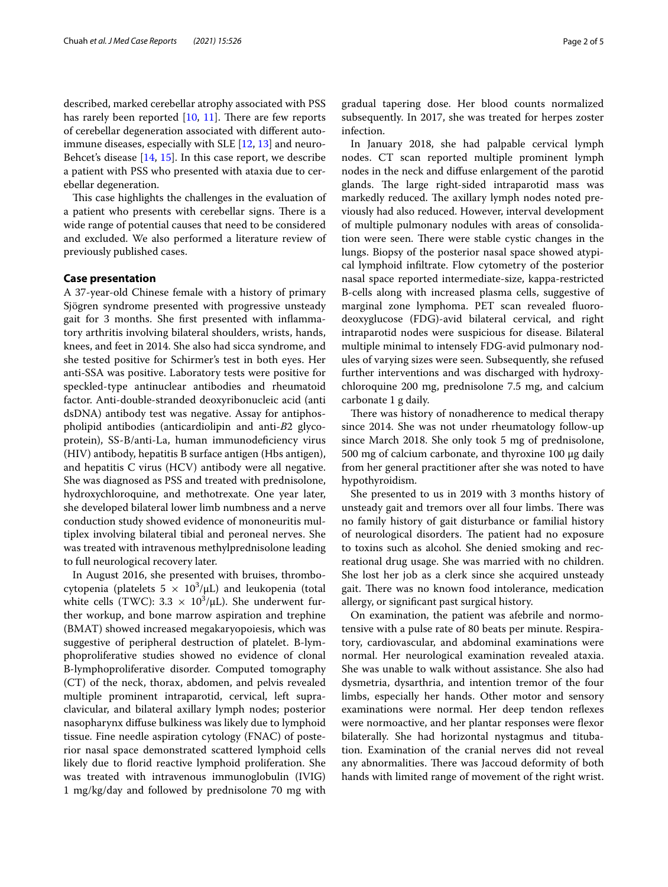described, marked cerebellar atrophy associated with PSS has rarely been reported [10, 11]. There are few reports of cerebellar degeneration associated with different autoimmune diseases, especially with SLE [12, 13] and neuro-Behcet's disease [14, 15]. In this case report, we describe a patient with PSS who presented with ataxia due to cerebellar degeneration.

This case highlights the challenges in the evaluation of a patient who presents with cerebellar signs. There is a wide range of potential causes that need to be considered and excluded. We also performed a literature review of previously published cases.

## Case presentation

A 37-year-old Chinese female with a history of primary Sjögren syndrome presented with progressive unsteady gait for 3 months. She first presented with inflammatory arthritis involving bilateral shoulders, wrists, hands, knees, and feet in 2014. She also had sicca syndrome, and she tested positive for Schirmer's test in both eyes. Her anti-SSA was positive. Laboratory tests were positive for speckled-type antinuclear antibodies and rheumatoid factor. Anti-double-stranded deoxyribonucleic acid (anti dsDNA) antibody test was negative. Assay for antiphospholipid antibodies (anticardiolipin and anti-*B*2 glycoprotein), SS-B/anti-La, human immunodeficiency virus (HIV) antibody, hepatitis B surface antigen (Hbs antigen), and hepatitis C virus (HCV) antibody were all negative. She was diagnosed as PSS and treated with prednisolone, hydroxychloroquine, and methotrexate. One year later, she developed bilateral lower limb numbness and a nerve conduction study showed evidence of mononeuritis multiplex involving bilateral tibial and peroneal nerves. She was treated with intravenous methylprednisolone leading to full neurological recovery later.

In August 2016, she presented with bruises, thrombocytopenia (platelets $5 \times 10^3/\mu L$) and leukopenia (total white cells (TWC): $3.3 \times 10^3/\mu L$). She underwent further workup, and bone marrow aspiration and trephine (BMAT) showed increased megakaryopoiesis, which was suggestive of peripheral destruction of platelet. B-lymphoproliferative studies showed no evidence of clonal B-lymphoproliferative disorder. Computed tomography (CT) of the neck, thorax, abdomen, and pelvis revealed multiple prominent intraparotid, cervical, left supraclavicular, and bilateral axillary lymph nodes; posterior nasopharynx diffuse bulkiness was likely due to lymphoid tissue. Fine needle aspiration cytology (FNAC) of posterior nasal space demonstrated scattered lymphoid cells likely due to florid reactive lymphoid proliferation. She was treated with intravenous immunoglobulin (IVIG) 1 mg/kg/day and followed by prednisolone 70 mg with gradual tapering dose. Her blood counts normalized subsequently. In 2017, she was treated for herpes zoster infection.

In January 2018, she had palpable cervical lymph nodes. CT scan reported multiple prominent lymph nodes in the neck and diffuse enlargement of the parotid glands. The large right-sided intraparotid mass was markedly reduced. The axillary lymph nodes noted previously had also reduced. However, interval development of multiple pulmonary nodules with areas of consolidation were seen. There were stable cystic changes in the lungs. Biopsy of the posterior nasal space showed atypical lymphoid infiltrate. Flow cytometry of the posterior nasal space reported intermediate-size, kappa-restricted B-cells along with increased plasma cells, suggestive of marginal zone lymphoma. PET scan revealed fluorodeoxyglucose (FDG)-avid bilateral cervical, and right intraparotid nodes were suspicious for disease. Bilateral multiple minimal to intensely FDG-avid pulmonary nodules of varying sizes were seen. Subsequently, she refused further interventions and was discharged with hydroxychloroquine 200 mg, prednisolone 7.5 mg, and calcium carbonate 1 g daily.

There was history of nonadherence to medical therapy since 2014. She was not under rheumatology follow-up since March 2018. She only took 5 mg of prednisolone, 500 mg of calcium carbonate, and thyroxine 100 μg daily from her general practitioner after she was noted to have hypothyroidism.

She presented to us in 2019 with 3 months history of unsteady gait and tremors over all four limbs. There was no family history of gait disturbance or familial history of neurological disorders. The patient had no exposure to toxins such as alcohol. She denied smoking and recreational drug usage. She was married with no children. She lost her job as a clerk since she acquired unsteady gait. There was no known food intolerance, medication allergy, or significant past surgical history.

On examination, the patient was afebrile and normotensive with a pulse rate of 80 beats per minute. Respiratory, cardiovascular, and abdominal examinations were normal. Her neurological examination revealed ataxia. She was unable to walk without assistance. She also had dysmetria, dysarthria, and intention tremor of the four limbs, especially her hands. Other motor and sensory examinations were normal. Her deep tendon reflexes were normoactive, and her plantar responses were flexor bilaterally. She had horizontal nystagmus and titubation. Examination of the cranial nerves did not reveal any abnormalities. There was Jaccoud deformity of both hands with limited range of movement of the right wrist.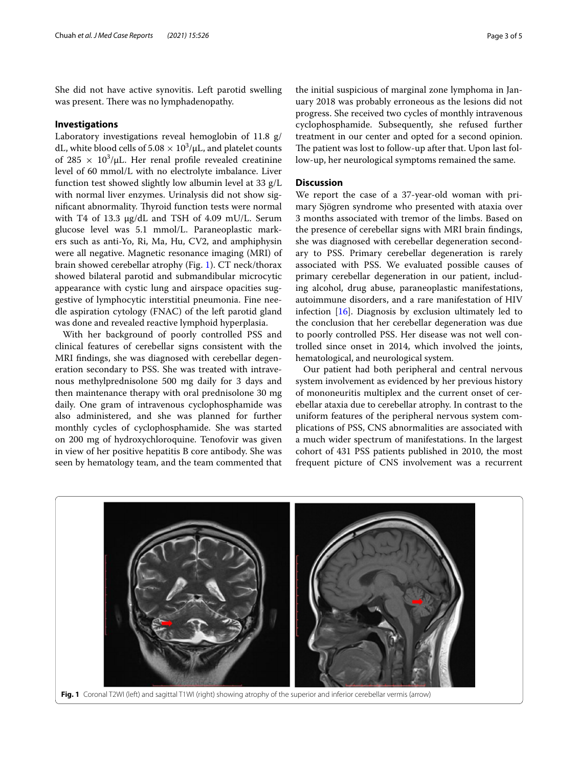She did not have active synovitis. Left parotid swelling was present. There was no lymphadenopathy.

## Investigations

Laboratory investigations reveal hemoglobin of 11.8 g/dL, white blood cells of $5.08 \times 10^3/\mu L$, and platelet counts of $285 \times 10^3/\mu L$. Her renal profile revealed creatinine level of 60 mmol/L with no electrolyte imbalance. Liver function test showed slightly low albumin level at 33 g/L with normal liver enzymes. Urinalysis did not show significant abnormality. Thyroid function tests were normal with T4 of 13.3 μg/dL and TSH of 4.09 mU/L. Serum glucose level was 5.1 mmol/L. Paraneoplastic markers such as anti-Yo, Ri, Ma, Hu, CV2, and amphiphysin were all negative. Magnetic resonance imaging (MRI) of brain showed cerebellar atrophy (Fig. 1). CT neck/thorax showed bilateral parotid and submandibular microcytic appearance with cystic lung and airspace opacities suggestive of lymphocytic interstitial pneumonia. Fine needle aspiration cytology (FNAC) of the left parotid gland was done and revealed reactive lymphoid hyperplasia.

With her background of poorly controlled PSS and clinical features of cerebellar signs consistent with the MRI findings, she was diagnosed with cerebellar degeneration secondary to PSS. She was treated with intravenous methylprednisolone 500 mg daily for 3 days and then maintenance therapy with oral prednisolone 30 mg daily. One gram of intravenous cyclophosphamide was also administered, and she was planned for further monthly cycles of cyclophosphamide. She was started on 200 mg of hydroxychloroquine. Tenofovir was given in view of her positive hepatitis B core antibody. She was seen by hematology team, and the team commented that the initial suspicious of marginal zone lymphoma in January 2018 was probably erroneous as the lesions did not progress. She received two cycles of monthly intravenous cyclophosphamide. Subsequently, she refused further treatment in our center and opted for a second opinion. The patient was lost to follow-up after that. Upon last follow-up, her neurological symptoms remained the same.

## Discussion

We report the case of a 37-year-old woman with primary Sjögren syndrome who presented with ataxia over 3 months associated with tremor of the limbs. Based on the presence of cerebellar signs with MRI brain findings, she was diagnosed with cerebellar degeneration secondary to PSS. Primary cerebellar degeneration is rarely associated with PSS. We evaluated possible causes of primary cerebellar degeneration in our patient, including alcohol, drug abuse, paraneoplastic manifestations, autoimmune disorders, and a rare manifestation of HIV infection [16]. Diagnosis by exclusion ultimately led to the conclusion that her cerebellar degeneration was due to poorly controlled PSS. Her disease was not well controlled since onset in 2014, which involved the joints, hematological, and neurological system.

Our patient had both peripheral and central nervous system involvement as evidenced by her previous history of mononeuritis multiplex and the current onset of cerebellar ataxia due to cerebellar atrophy. In contrast to the uniform features of the peripheral nervous system complications of PSS, CNS abnormalities are associated with a much wider spectrum of manifestations. In the largest cohort of 431 PSS patients published in 2010, the most frequent picture of CNS involvement was a recurrent

**Fig. 1** Coronal T2WI (left) and sagittal T1WI (right) showing atrophy of the superior and inferior cerebellar vermis (arrow)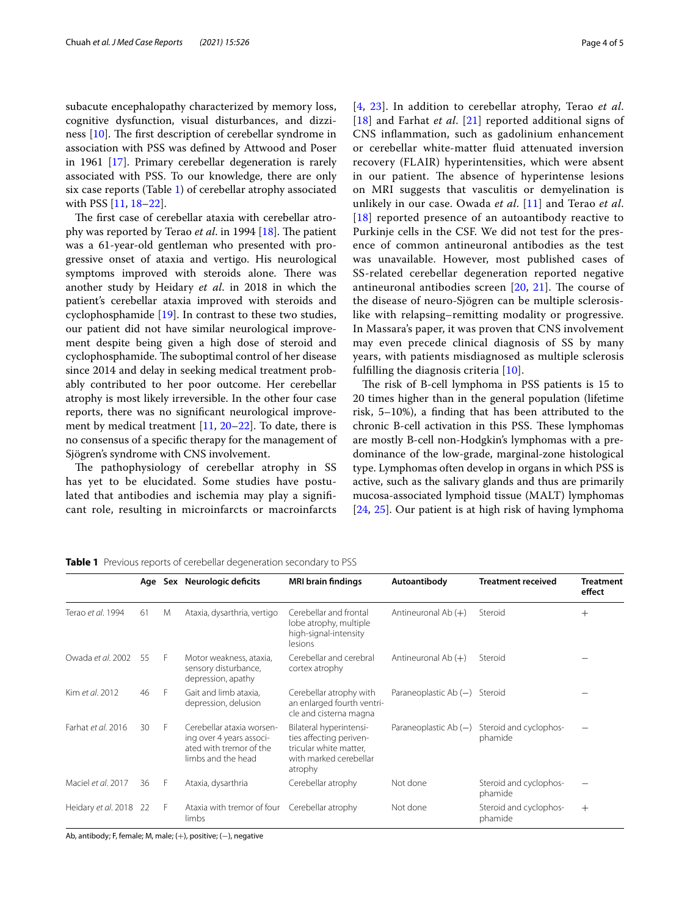subacute encephalopathy characterized by memory loss, cognitive dysfunction, visual disturbances, and dizziness [10]. The first description of cerebellar syndrome in association with PSS was defined by Attwood and Poser in 1961 [17]. Primary cerebellar degeneration is rarely associated with PSS. To our knowledge, there are only six case reports (Table 1) of cerebellar atrophy associated with PSS [11, 18–22].

The first case of cerebellar ataxia with cerebellar atrophy was reported by Terao *et al*. in 1994 [18]. The patient was a 61-year-old gentleman who presented with progressive onset of ataxia and vertigo. His neurological symptoms improved with steroids alone. There was another study by Heidary *et al*. in 2018 in which the patient's cerebellar ataxia improved with steroids and cyclophosphamide [19]. In contrast to these two studies, our patient did not have similar neurological improvement despite being given a high dose of steroid and cyclophosphamide. The suboptimal control of her disease since 2014 and delay in seeking medical treatment probably contributed to her poor outcome. Her cerebellar atrophy is most likely irreversible. In the other four case reports, there was no significant neurological improvement by medical treatment [11, 20–22]. To date, there is no consensus of a specific therapy for the management of Sjögren's syndrome with CNS involvement.

The pathophysiology of cerebellar atrophy in SS has yet to be elucidated. Some studies have postulated that antibodies and ischemia may play a significant role, resulting in microinfarcts or macroinfarcts [4, 23]. In addition to cerebellar atrophy, Terao *et al*. [18] and Farhat *et al*. [21] reported additional signs of CNS inflammation, such as gadolinium enhancement or cerebellar white-matter fluid attenuated inversion recovery (FLAIR) hyperintensities, which were absent in our patient. The absence of hyperintense lesions on MRI suggests that vasculitis or demyelination is unlikely in our case. Owada *et al*. [11] and Terao *et al*. [18] reported presence of an autoantibody reactive to Purkinje cells in the CSF. We did not test for the presence of common antineuronal antibodies as the test was unavailable. However, most published cases of SS-related cerebellar degeneration reported negative antineuronal antibodies screen [20, 21]. The course of the disease of neuro-Sjögren can be multiple sclerosis-like with relapsing–remitting modality or progressive. In Massara's paper, it was proven that CNS involvement may even precede clinical diagnosis of SS by many years, with patients misdiagnosed as multiple sclerosis fulfilling the diagnosis criteria [10].

The risk of B-cell lymphoma in PSS patients is 15 to 20 times higher than in the general population (lifetime risk, 5–10%), a finding that has been attributed to the chronic B-cell activation in this PSS. These lymphomas are mostly B-cell non-Hodgkin's lymphomas with a predominance of the low-grade, marginal-zone histological type. Lymphomas often develop in organs in which PSS is active, such as the salivary glands and thus are primarily mucosa-associated lymphoid tissue (MALT) lymphomas [24, 25]. Our patient is at high risk of having lymphoma

**Table 1** Previous reports of cerebellar degeneration secondary to PSS

| | Age | Sex | Neurologic deficits | MRI brain findings | Autoantibody | Treatment received | Treatment effect |
|---|---|---|---|---|---|---|---|
| Terao *et al*. 1994 | 61 | M | Ataxia, dysarthria, vertigo | Cerebellar and frontal lobe atrophy, multiple high-signal-intensity lesions | Antineuronal Ab (+) | Steroid | + |
| Owada *et al*. 2002 | 55 | F | Motor weakness, ataxia, sensory disturbance, depression, apathy | Cerebellar and cerebral cortex atrophy | Antineuronal Ab (+) | Steroid | − |
| Kim *et al*. 2012 | 46 | F | Gait and limb ataxia, depression, delusion | Cerebellar atrophy with an enlarged fourth ventricle and cisterna magna | Paraneoplastic Ab (−) | Steroid | − |
| Farhat *et al*. 2016 | 30 | F | Cerebellar ataxia worsening over 4 years associated with tremor of the limbs and the head | Bilateral hyperintensities affecting periventricular white matter, with marked cerebellar atrophy | Paraneoplastic Ab (−) | Steroid and cyclophosphamide | − |
| Maciel *et al*. 2017 | 36 | F | Ataxia, dysarthria | Cerebellar atrophy | Not done | Steroid and cyclophosphamide | − |
| Heidary *et al*. 2018 | 22 | F | Ataxia with tremor of four limbs | Cerebellar atrophy | Not done | Steroid and cyclophosphamide | + |

Ab, antibody; F, female; M, male; (+), positive; (−), negative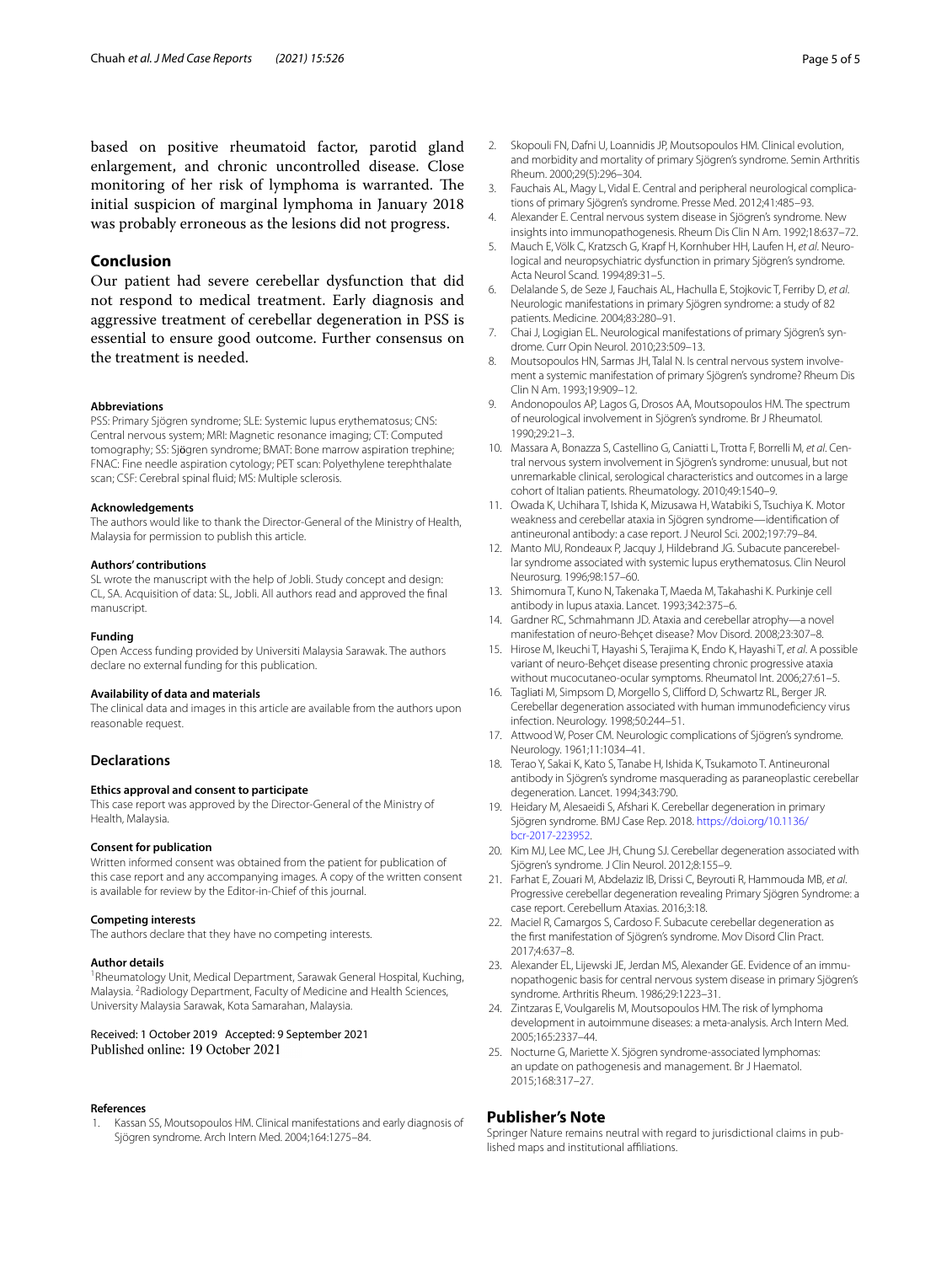based on positive rheumatoid factor, parotid gland enlargement, and chronic uncontrolled disease. Close monitoring of her risk of lymphoma is warranted. The initial suspicion of marginal lymphoma in January 2018 was probably erroneous as the lesions did not progress.

## Conclusion

Our patient had severe cerebellar dysfunction that did not respond to medical treatment. Early diagnosis and aggressive treatment of cerebellar degeneration in PSS is essential to ensure good outcome. Further consensus on the treatment is needed.

#### Abbreviations

PSS: Primary Sjögren syndrome; SLE: Systemic lupus erythematosus; CNS: Central nervous system; MRI: Magnetic resonance imaging; CT: Computed tomography; SS: Sjögren syndrome; BMAT: Bone marrow aspiration trephine; FNAC: Fine needle aspiration cytology; PET scan: Polyethylene terephthalate scan; CSF: Cerebral spinal fluid; MS: Multiple sclerosis.

#### Acknowledgements

The authors would like to thank the Director-General of the Ministry of Health, Malaysia for permission to publish this article.

#### Authors' contributions

SL wrote the manuscript with the help of Jobli. Study concept and design: CL, SA. Acquisition of data: SL, Jobli. All authors read and approved the final manuscript.

#### Funding

Open Access funding provided by Universiti Malaysia Sarawak. The authors declare no external funding for this publication.

#### Availability of data and materials

The clinical data and images in this article are available from the authors upon reasonable request.

## Declarations

#### Ethics approval and consent to participate

This case report was approved by the Director-General of the Ministry of Health, Malaysia.

#### Consent for publication

Written informed consent was obtained from the patient for publication of this case report and any accompanying images. A copy of the written consent is available for review by the Editor-in-Chief of this journal.

#### Competing interests

The authors declare that they have no competing interests.

#### Author details

[1]Rheumatology Unit, Medical Department, Sarawak General Hospital, Kuching, Malaysia. [2]Radiology Department, Faculty of Medicine and Health Sciences, University Malaysia Sarawak, Kota Samarahan, Malaysia.

Received: 1 October 2019 Accepted: 9 September 2021
Published online: 19 October 2021

#### References

1. Kassan SS, Moutsopoulos HM. Clinical manifestations and early diagnosis of Sjögren syndrome. Arch Intern Med. 2004;164:1275–84.
2. Skopouli FN, Dafni U, Loannidis JP, Moutsopoulos HM. Clinical evolution, and morbidity and mortality of primary Sjögren's syndrome. Semin Arthritis Rheum. 2000;29(5):296–304.
3. Fauchais AL, Magy L, Vidal E. Central and peripheral neurological complications of primary Sjögren's syndrome. Presse Med. 2012;41:485–93.
4. Alexander E. Central nervous system disease in Sjögren's syndrome. New insights into immunopathogenesis. Rheum Dis Clin N Am. 1992;18:637–72.
5. Mauch E, Völk C, Kratzsch G, Krapf H, Kornhuber HH, Laufen H, *et al.* Neurological and neuropsychiatric dysfunction in primary Sjögren's syndrome. Acta Neurol Scand. 1994;89:31–5.
6. Delalande S, de Seze J, Fauchais AL, Hachulla E, Stojkovic T, Ferriby D, *et al.* Neurologic manifestations in primary Sjögren syndrome: a study of 82 patients. Medicine. 2004;83:280–91.
7. Chai J, Logigian EL. Neurological manifestations of primary Sjögren's syndrome. Curr Opin Neurol. 2010;23:509–13.
8. Moutsopoulos HN, Sarmas JH, Talal N. Is central nervous system involvement a systemic manifestation of primary Sjögren's syndrome? Rheum Dis Clin N Am. 1993;19:909–12.
9. Andonopoulos AP, Lagos G, Drosos AA, Moutsopoulos HM. The spectrum of neurological involvement in Sjögren's syndrome. Br J Rheumatol. 1990;29:21–3.
10. Massara A, Bonazza S, Castellino G, Caniatti L, Trotta F, Borrelli M, *et al.* Central nervous system involvement in Sjögren's syndrome: unusual, but not unremarkable clinical, serological characteristics and outcomes in a large cohort of Italian patients. Rheumatology. 2010;49:1540–9.
11. Owada K, Uchihara T, Ishida K, Mizusawa H, Watabiki S, Tsuchiya K. Motor weakness and cerebellar ataxia in Sjögren syndrome—identification of antineuronal antibody: a case report. J Neurol Sci. 2002;197:79–84.
12. Manto MU, Rondeaux P, Jacquy J, Hildebrand JG. Subacute pancerebellar syndrome associated with systemic lupus erythematosus. Clin Neurol Neurosurg. 1996;98:157–60.
13. Shimomura T, Kuno N, Takenaka T, Maeda M, Takahashi K. Purkinje cell antibody in lupus ataxia. Lancet. 1993;342:375–6.
14. Gardner RC, Schmahmann JD. Ataxia and cerebellar atrophy—a novel manifestation of neuro-Behçet disease? Mov Disord. 2008;23:307–8.
15. Hirose M, Ikeuchi T, Hayashi S, Terajima K, Endo K, Hayashi T, *et al.* A possible variant of neuro-Behçet disease presenting chronic progressive ataxia without mucocutaneo-ocular symptoms. Rheumatol Int. 2006;27:61–5.
16. Tagliati M, Simpsom D, Morgello S, Clifford D, Schwartz RL, Berger JR. Cerebellar degeneration associated with human immunodeficiency virus infection. Neurology. 1998;50:244–51.
17. Attwood W, Poser CM. Neurologic complications of Sjögren's syndrome. Neurology. 1961;11:1034–41.
18. Terao Y, Sakai K, Kato S, Tanabe H, Ishida K, Tsukamoto T. Antineuronal antibody in Sjögren's syndrome masquerading as paraneoplastic cerebellar degeneration. Lancet. 1994;343:790.
19. Heidary M, Alesaeidi S, Afshari K. Cerebellar degeneration in primary Sjögren syndrome. BMJ Case Rep. 2018. https://doi.org/10.1136/bcr-2017-223952.
20. Kim MJ, Lee MC, Lee JH, Chung SJ. Cerebellar degeneration associated with Sjögren's syndrome. J Clin Neurol. 2012;8:155–9.
21. Farhat E, Zouari M, Abdelaziz IB, Drissi C, Beyrouti R, Hammouda MB, *et al.* Progressive cerebellar degeneration revealing Primary Sjögren Syndrome: a case report. Cerebellum Ataxias. 2016;3:18.
22. Maciel R, Camargos S, Cardoso F. Subacute cerebellar degeneration as the first manifestation of Sjögren's syndrome. Mov Disord Clin Pract. 2017;4:637–8.
23. Alexander EL, Lijewski JE, Jerdan MS, Alexander GE. Evidence of an immunopathogenic basis for central nervous system disease in primary Sjögren's syndrome. Arthritis Rheum. 1986;29:1223–31.
24. Zintzaras E, Voulgarelis M, Moutsopoulos HM. The risk of lymphoma development in autoimmune diseases: a meta-analysis. Arch Intern Med. 2005;165:2337–44.
25. Nocturne G, Mariette X. Sjögren syndrome-associated lymphomas: an update on pathogenesis and management. Br J Haematol. 2015;168:317–27.

## Publisher's Note

Springer Nature remains neutral with regard to jurisdictional claims in published maps and institutional affiliations.